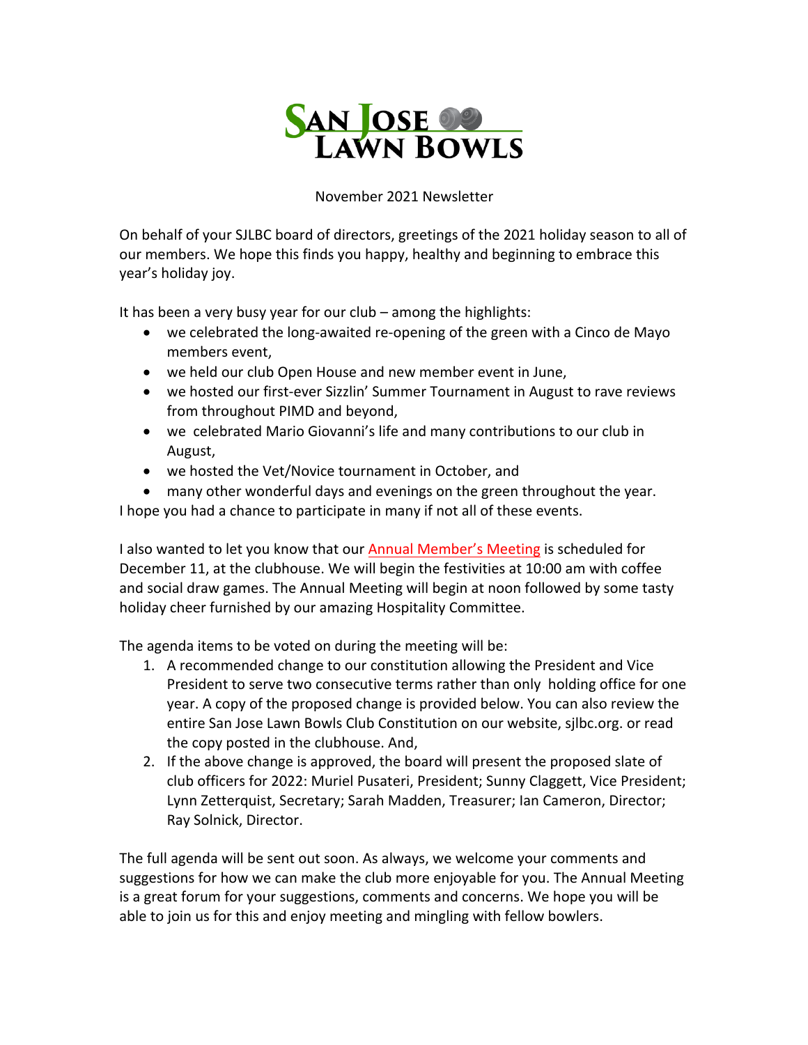# SAN JOSE LAWN BOWLS

November 2021 Newsletter

On behalf of your SJLBC board of directors, greetings of the 2021 holiday season to all of our members. We hope this finds you happy, healthy and beginning to embrace this year's holiday joy.

It has been a very busy year for our club – among the highlights:

- we celebrated the long-awaited re-opening of the green with a Cinco de Mayo members event,
- we held our club Open House and new member event in June,
- we hosted our first-ever Sizzlin' Summer Tournament in August to rave reviews from throughout PIMD and beyond,
- we celebrated Mario Giovanni's life and many contributions to our club in August,
- we hosted the Vet/Novice tournament in October, and
- many other wonderful days and evenings on the green throughout the year.

I hope you had a chance to participate in many if not all of these events.

I also wanted to let you know that our Annual Member's Meeting is scheduled for December 11, at the clubhouse. We will begin the festivities at 10:00 am with coffee and social draw games. The Annual Meeting will begin at noon followed by some tasty holiday cheer furnished by our amazing Hospitality Committee.

The agenda items to be voted on during the meeting will be:

1. A recommended change to our constitution allowing the President and Vice President to serve two consecutive terms rather than only holding office for one year. A copy of the proposed change is provided below. You can also review the entire San Jose Lawn Bowls Club Constitution on our website, sjlbc.org. or read the copy posted in the clubhouse. And,
2. If the above change is approved, the board will present the proposed slate of club officers for 2022: Muriel Pusateri, President; Sunny Claggett, Vice President; Lynn Zetterquist, Secretary; Sarah Madden, Treasurer; Ian Cameron, Director; Ray Solnick, Director.

The full agenda will be sent out soon. As always, we welcome your comments and suggestions for how we can make the club more enjoyable for you. The Annual Meeting is a great forum for your suggestions, comments and concerns. We hope you will be able to join us for this and enjoy meeting and mingling with fellow bowlers.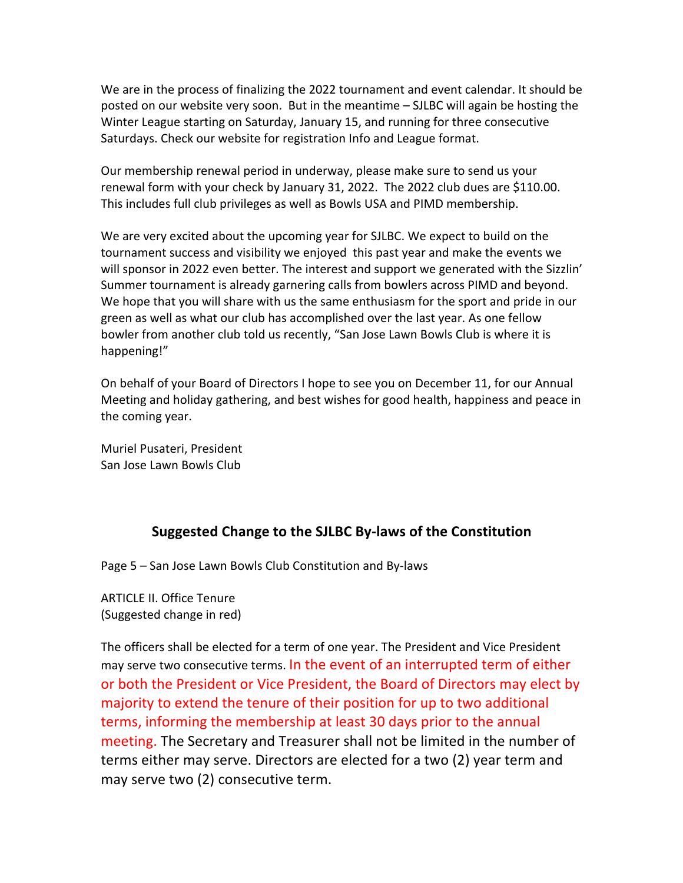We are in the process of finalizing the 2022 tournament and event calendar. It should be posted on our website very soon. But in the meantime – SJLBC will again be hosting the Winter League starting on Saturday, January 15, and running for three consecutive Saturdays. Check our website for registration Info and League format.

Our membership renewal period in underway, please make sure to send us your renewal form with your check by January 31, 2022. The 2022 club dues are $110.00. This includes full club privileges as well as Bowls USA and PIMD membership.

We are very excited about the upcoming year for SJLBC. We expect to build on the tournament success and visibility we enjoyed this past year and make the events we will sponsor in 2022 even better. The interest and support we generated with the Sizzlin' Summer tournament is already garnering calls from bowlers across PIMD and beyond. We hope that you will share with us the same enthusiasm for the sport and pride in our green as well as what our club has accomplished over the last year. As one fellow bowler from another club told us recently, "San Jose Lawn Bowls Club is where it is happening!"

On behalf of your Board of Directors I hope to see you on December 11, for our Annual Meeting and holiday gathering, and best wishes for good health, happiness and peace in the coming year.

Muriel Pusateri, President
San Jose Lawn Bowls Club

## Suggested Change to the SJLBC By-laws of the Constitution

Page 5 – San Jose Lawn Bowls Club Constitution and By-laws

ARTICLE II. Office Tenure
(Suggested change in red)

The officers shall be elected for a term of one year. The President and Vice President may serve two consecutive terms. In the event of an interrupted term of either or both the President or Vice President, the Board of Directors may elect by majority to extend the tenure of their position for up to two additional terms, informing the membership at least 30 days prior to the annual meeting. The Secretary and Treasurer shall not be limited in the number of terms either may serve. Directors are elected for a two (2) year term and may serve two (2) consecutive term.